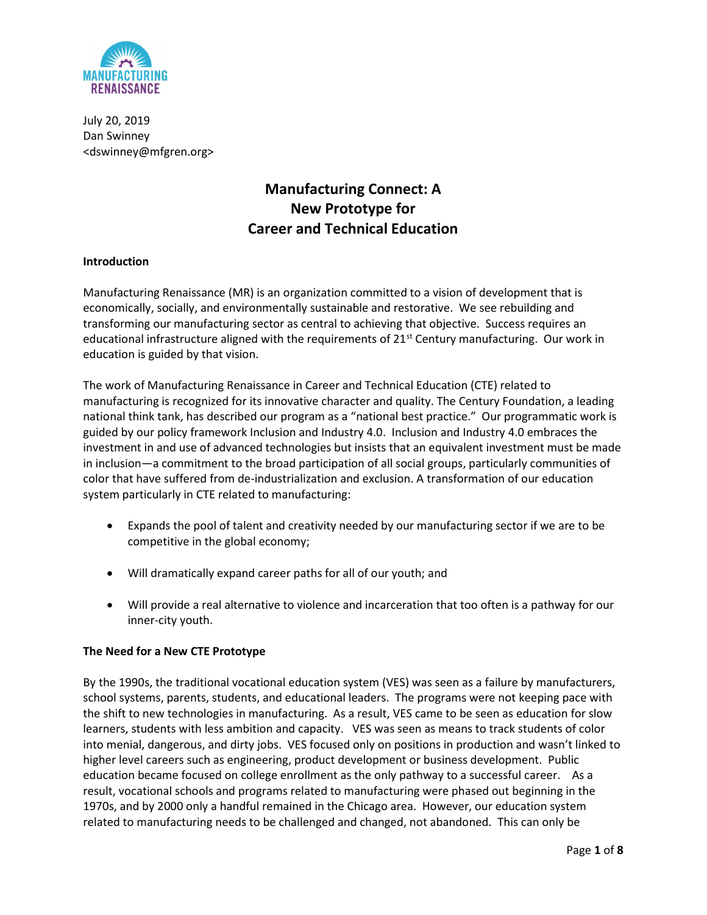MANUFACTURING RENAISSANCE

July 20, 2019
Dan Swinney
<dswinney@mfgren.org>

# Manufacturing Connect: A New Prototype for Career and Technical Education

**Introduction**

Manufacturing Renaissance (MR) is an organization committed to a vision of development that is economically, socially, and environmentally sustainable and restorative. We see rebuilding and transforming our manufacturing sector as central to achieving that objective. Success requires an educational infrastructure aligned with the requirements of 21st Century manufacturing. Our work in education is guided by that vision.

The work of Manufacturing Renaissance in Career and Technical Education (CTE) related to manufacturing is recognized for its innovative character and quality. The Century Foundation, a leading national think tank, has described our program as a "national best practice." Our programmatic work is guided by our policy framework Inclusion and Industry 4.0. Inclusion and Industry 4.0 embraces the investment in and use of advanced technologies but insists that an equivalent investment must be made in inclusion—a commitment to the broad participation of all social groups, particularly communities of color that have suffered from de-industrialization and exclusion. A transformation of our education system particularly in CTE related to manufacturing:

- Expands the pool of talent and creativity needed by our manufacturing sector if we are to be competitive in the global economy;
- Will dramatically expand career paths for all of our youth; and
- Will provide a real alternative to violence and incarceration that too often is a pathway for our inner-city youth.

**The Need for a New CTE Prototype**

By the 1990s, the traditional vocational education system (VES) was seen as a failure by manufacturers, school systems, parents, students, and educational leaders. The programs were not keeping pace with the shift to new technologies in manufacturing. As a result, VES came to be seen as education for slow learners, students with less ambition and capacity. VES was seen as means to track students of color into menial, dangerous, and dirty jobs. VES focused only on positions in production and wasn't linked to higher level careers such as engineering, product development or business development. Public education became focused on college enrollment as the only pathway to a successful career. As a result, vocational schools and programs related to manufacturing were phased out beginning in the 1970s, and by 2000 only a handful remained in the Chicago area. However, our education system related to manufacturing needs to be challenged and changed, not abandoned. This can only be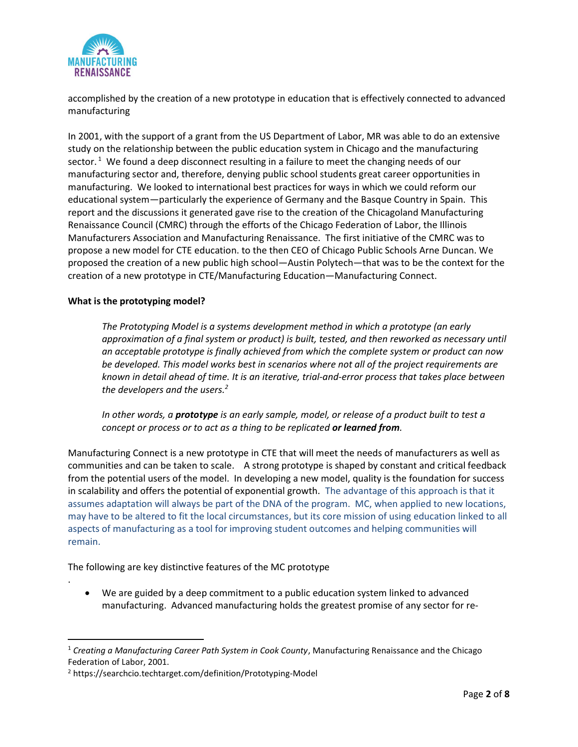accomplished by the creation of a new prototype in education that is effectively connected to advanced manufacturing

In 2001, with the support of a grant from the US Department of Labor, MR was able to do an extensive study on the relationship between the public education system in Chicago and the manufacturing sector.[1] We found a deep disconnect resulting in a failure to meet the changing needs of our manufacturing sector and, therefore, denying public school students great career opportunities in manufacturing. We looked to international best practices for ways in which we could reform our educational system—particularly the experience of Germany and the Basque Country in Spain. This report and the discussions it generated gave rise to the creation of the Chicagoland Manufacturing Renaissance Council (CMRC) through the efforts of the Chicago Federation of Labor, the Illinois Manufacturers Association and Manufacturing Renaissance. The first initiative of the CMRC was to propose a new model for CTE education. to the then CEO of Chicago Public Schools Arne Duncan. We proposed the creation of a new public high school—Austin Polytech—that was to be the context for the creation of a new prototype in CTE/Manufacturing Education—Manufacturing Connect.

**What is the prototyping model?**

> *The Prototyping Model is a systems development method in which a prototype (an early approximation of a final system or product) is built, tested, and then reworked as necessary until an acceptable prototype is finally achieved from which the complete system or product can now be developed. This model works best in scenarios where not all of the project requirements are known in detail ahead of time. It is an iterative, trial-and-error process that takes place between the developers and the users.*[2]
>
> *In other words, a* ***prototype*** *is an early sample, model, or release of a product built to test a concept or process or to act as a thing to be replicated* ***or learned from****.*

Manufacturing Connect is a new prototype in CTE that will meet the needs of manufacturers as well as communities and can be taken to scale. A strong prototype is shaped by constant and critical feedback from the potential users of the model. In developing a new model, quality is the foundation for success in scalability and offers the potential of exponential growth. The advantage of this approach is that it assumes adaptation will always be part of the DNA of the program. MC, when applied to new locations, may have to be altered to fit the local circumstances, but its core mission of using education linked to all aspects of manufacturing as a tool for improving student outcomes and helping communities will remain.

The following are key distinctive features of the MC prototype

.

- We are guided by a deep commitment to a public education system linked to advanced manufacturing. Advanced manufacturing holds the greatest promise of any sector for re-

---

[1] *Creating a Manufacturing Career Path System in Cook County*, Manufacturing Renaissance and the Chicago Federation of Labor, 2001.

[2] https://searchcio.techtarget.com/definition/Prototyping-Model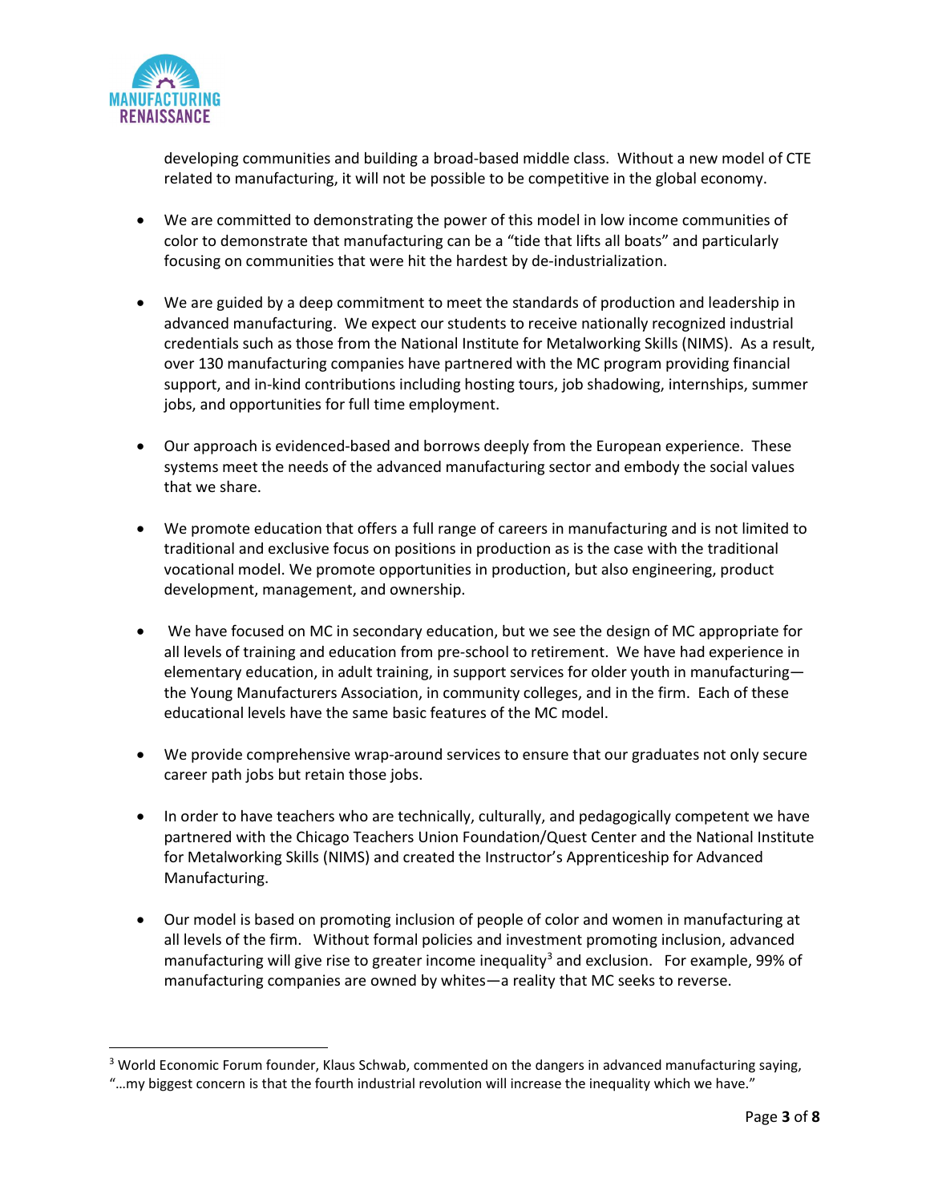developing communities and building a broad-based middle class. Without a new model of CTE related to manufacturing, it will not be possible to be competitive in the global economy.

- We are committed to demonstrating the power of this model in low income communities of color to demonstrate that manufacturing can be a "tide that lifts all boats" and particularly focusing on communities that were hit the hardest by de-industrialization.

- We are guided by a deep commitment to meet the standards of production and leadership in advanced manufacturing. We expect our students to receive nationally recognized industrial credentials such as those from the National Institute for Metalworking Skills (NIMS). As a result, over 130 manufacturing companies have partnered with the MC program providing financial support, and in-kind contributions including hosting tours, job shadowing, internships, summer jobs, and opportunities for full time employment.

- Our approach is evidenced-based and borrows deeply from the European experience. These systems meet the needs of the advanced manufacturing sector and embody the social values that we share.

- We promote education that offers a full range of careers in manufacturing and is not limited to traditional and exclusive focus on positions in production as is the case with the traditional vocational model. We promote opportunities in production, but also engineering, product development, management, and ownership.

- We have focused on MC in secondary education, but we see the design of MC appropriate for all levels of training and education from pre-school to retirement. We have had experience in elementary education, in adult training, in support services for older youth in manufacturing—the Young Manufacturers Association, in community colleges, and in the firm. Each of these educational levels have the same basic features of the MC model.

- We provide comprehensive wrap-around services to ensure that our graduates not only secure career path jobs but retain those jobs.

- In order to have teachers who are technically, culturally, and pedagogically competent we have partnered with the Chicago Teachers Union Foundation/Quest Center and the National Institute for Metalworking Skills (NIMS) and created the Instructor's Apprenticeship for Advanced Manufacturing.

- Our model is based on promoting inclusion of people of color and women in manufacturing at all levels of the firm. Without formal policies and investment promoting inclusion, advanced manufacturing will give rise to greater income inequality[3] and exclusion. For example, 99% of manufacturing companies are owned by whites—a reality that MC seeks to reverse.

---

[3] World Economic Forum founder, Klaus Schwab, commented on the dangers in advanced manufacturing saying, "…my biggest concern is that the fourth industrial revolution will increase the inequality which we have."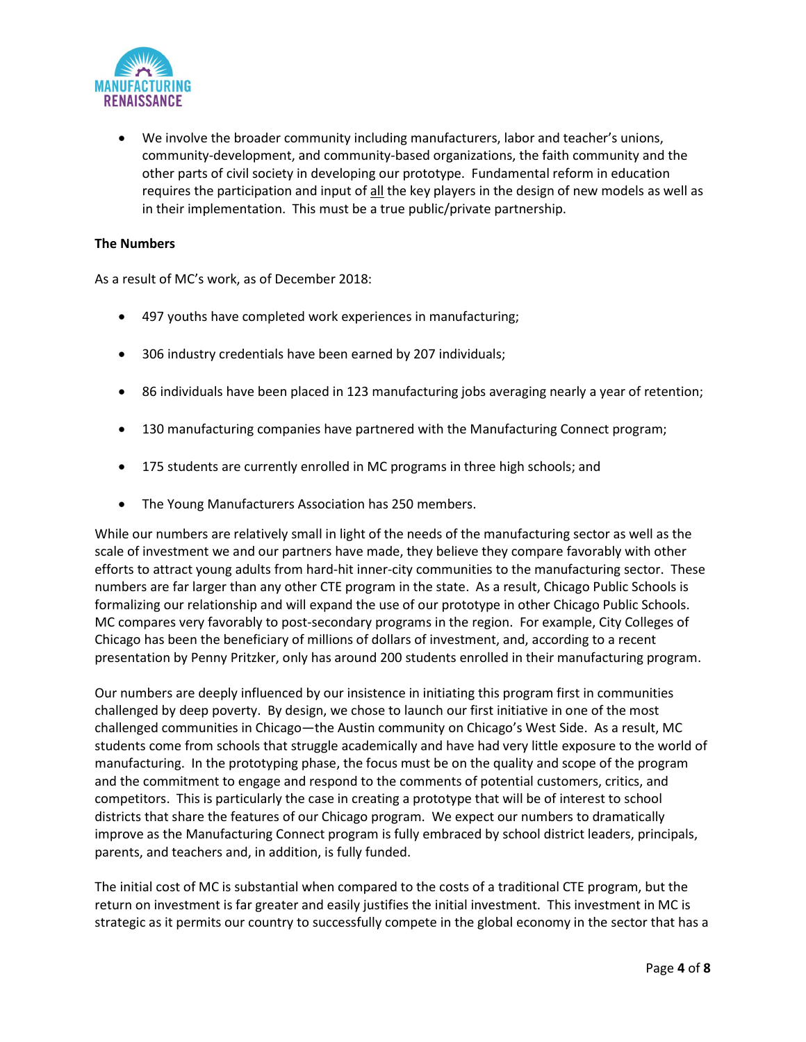- We involve the broader community including manufacturers, labor and teacher's unions, community-development, and community-based organizations, the faith community and the other parts of civil society in developing our prototype. Fundamental reform in education requires the participation and input of all the key players in the design of new models as well as in their implementation. This must be a true public/private partnership.

**The Numbers**

As a result of MC's work, as of December 2018:

- 497 youths have completed work experiences in manufacturing;
- 306 industry credentials have been earned by 207 individuals;
- 86 individuals have been placed in 123 manufacturing jobs averaging nearly a year of retention;
- 130 manufacturing companies have partnered with the Manufacturing Connect program;
- 175 students are currently enrolled in MC programs in three high schools; and
- The Young Manufacturers Association has 250 members.

While our numbers are relatively small in light of the needs of the manufacturing sector as well as the scale of investment we and our partners have made, they believe they compare favorably with other efforts to attract young adults from hard-hit inner-city communities to the manufacturing sector. These numbers are far larger than any other CTE program in the state. As a result, Chicago Public Schools is formalizing our relationship and will expand the use of our prototype in other Chicago Public Schools. MC compares very favorably to post-secondary programs in the region. For example, City Colleges of Chicago has been the beneficiary of millions of dollars of investment, and, according to a recent presentation by Penny Pritzker, only has around 200 students enrolled in their manufacturing program.

Our numbers are deeply influenced by our insistence in initiating this program first in communities challenged by deep poverty. By design, we chose to launch our first initiative in one of the most challenged communities in Chicago—the Austin community on Chicago's West Side. As a result, MC students come from schools that struggle academically and have had very little exposure to the world of manufacturing. In the prototyping phase, the focus must be on the quality and scope of the program and the commitment to engage and respond to the comments of potential customers, critics, and competitors. This is particularly the case in creating a prototype that will be of interest to school districts that share the features of our Chicago program. We expect our numbers to dramatically improve as the Manufacturing Connect program is fully embraced by school district leaders, principals, parents, and teachers and, in addition, is fully funded.

The initial cost of MC is substantial when compared to the costs of a traditional CTE program, but the return on investment is far greater and easily justifies the initial investment. This investment in MC is strategic as it permits our country to successfully compete in the global economy in the sector that has a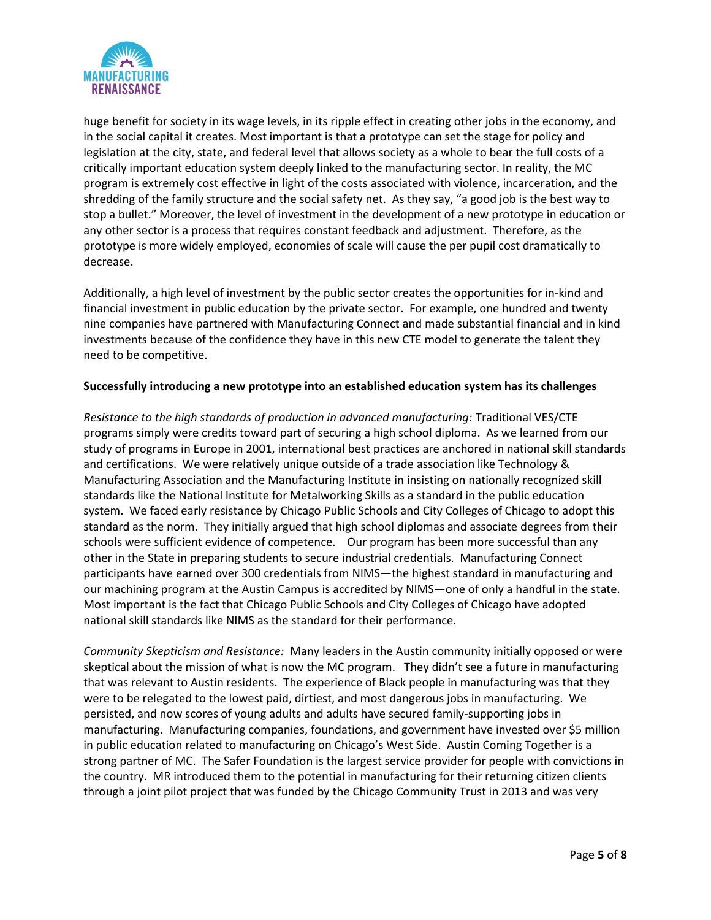huge benefit for society in its wage levels, in its ripple effect in creating other jobs in the economy, and in the social capital it creates. Most important is that a prototype can set the stage for policy and legislation at the city, state, and federal level that allows society as a whole to bear the full costs of a critically important education system deeply linked to the manufacturing sector. In reality, the MC program is extremely cost effective in light of the costs associated with violence, incarceration, and the shredding of the family structure and the social safety net. As they say, "a good job is the best way to stop a bullet." Moreover, the level of investment in the development of a new prototype in education or any other sector is a process that requires constant feedback and adjustment. Therefore, as the prototype is more widely employed, economies of scale will cause the per pupil cost dramatically to decrease.

Additionally, a high level of investment by the public sector creates the opportunities for in-kind and financial investment in public education by the private sector. For example, one hundred and twenty nine companies have partnered with Manufacturing Connect and made substantial financial and in kind investments because of the confidence they have in this new CTE model to generate the talent they need to be competitive.

**Successfully introducing a new prototype into an established education system has its challenges**

*Resistance to the high standards of production in advanced manufacturing:* Traditional VES/CTE programs simply were credits toward part of securing a high school diploma. As we learned from our study of programs in Europe in 2001, international best practices are anchored in national skill standards and certifications. We were relatively unique outside of a trade association like Technology & Manufacturing Association and the Manufacturing Institute in insisting on nationally recognized skill standards like the National Institute for Metalworking Skills as a standard in the public education system. We faced early resistance by Chicago Public Schools and City Colleges of Chicago to adopt this standard as the norm. They initially argued that high school diplomas and associate degrees from their schools were sufficient evidence of competence. Our program has been more successful than any other in the State in preparing students to secure industrial credentials. Manufacturing Connect participants have earned over 300 credentials from NIMS—the highest standard in manufacturing and our machining program at the Austin Campus is accredited by NIMS—one of only a handful in the state. Most important is the fact that Chicago Public Schools and City Colleges of Chicago have adopted national skill standards like NIMS as the standard for their performance.

*Community Skepticism and Resistance:* Many leaders in the Austin community initially opposed or were skeptical about the mission of what is now the MC program. They didn't see a future in manufacturing that was relevant to Austin residents. The experience of Black people in manufacturing was that they were to be relegated to the lowest paid, dirtiest, and most dangerous jobs in manufacturing. We persisted, and now scores of young adults and adults have secured family-supporting jobs in manufacturing. Manufacturing companies, foundations, and government have invested over $5 million in public education related to manufacturing on Chicago's West Side. Austin Coming Together is a strong partner of MC. The Safer Foundation is the largest service provider for people with convictions in the country. MR introduced them to the potential in manufacturing for their returning citizen clients through a joint pilot project that was funded by the Chicago Community Trust in 2013 and was very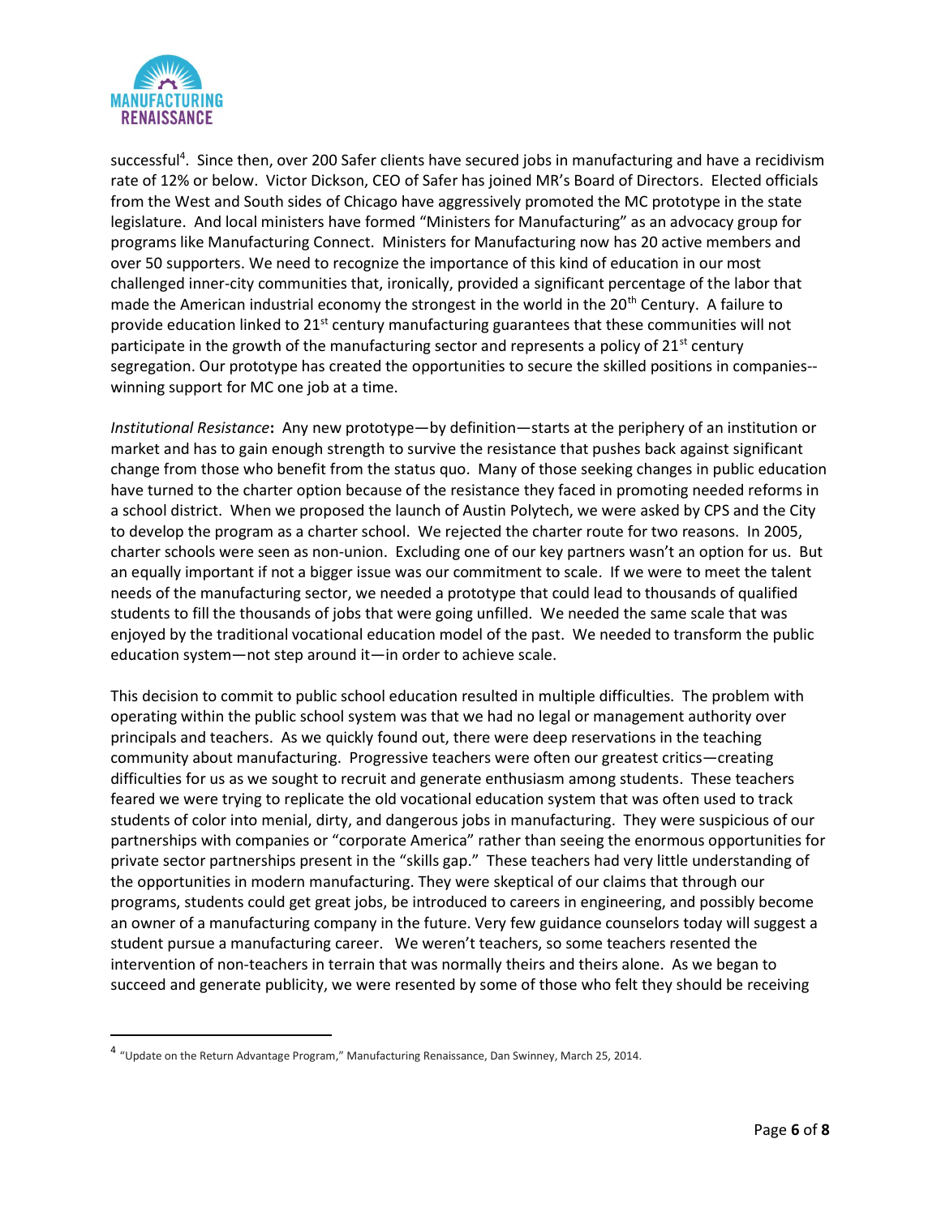successful[4]. Since then, over 200 Safer clients have secured jobs in manufacturing and have a recidivism rate of 12% or below. Victor Dickson, CEO of Safer has joined MR's Board of Directors. Elected officials from the West and South sides of Chicago have aggressively promoted the MC prototype in the state legislature. And local ministers have formed "Ministers for Manufacturing" as an advocacy group for programs like Manufacturing Connect. Ministers for Manufacturing now has 20 active members and over 50 supporters. We need to recognize the importance of this kind of education in our most challenged inner-city communities that, ironically, provided a significant percentage of the labor that made the American industrial economy the strongest in the world in the 20th Century. A failure to provide education linked to 21st century manufacturing guarantees that these communities will not participate in the growth of the manufacturing sector and represents a policy of 21st century segregation. Our prototype has created the opportunities to secure the skilled positions in companies--winning support for MC one job at a time.

*Institutional Resistance*: Any new prototype—by definition—starts at the periphery of an institution or market and has to gain enough strength to survive the resistance that pushes back against significant change from those who benefit from the status quo. Many of those seeking changes in public education have turned to the charter option because of the resistance they faced in promoting needed reforms in a school district. When we proposed the launch of Austin Polytech, we were asked by CPS and the City to develop the program as a charter school. We rejected the charter route for two reasons. In 2005, charter schools were seen as non-union. Excluding one of our key partners wasn't an option for us. But an equally important if not a bigger issue was our commitment to scale. If we were to meet the talent needs of the manufacturing sector, we needed a prototype that could lead to thousands of qualified students to fill the thousands of jobs that were going unfilled. We needed the same scale that was enjoyed by the traditional vocational education model of the past. We needed to transform the public education system—not step around it—in order to achieve scale.

This decision to commit to public school education resulted in multiple difficulties. The problem with operating within the public school system was that we had no legal or management authority over principals and teachers. As we quickly found out, there were deep reservations in the teaching community about manufacturing. Progressive teachers were often our greatest critics—creating difficulties for us as we sought to recruit and generate enthusiasm among students. These teachers feared we were trying to replicate the old vocational education system that was often used to track students of color into menial, dirty, and dangerous jobs in manufacturing. They were suspicious of our partnerships with companies or "corporate America" rather than seeing the enormous opportunities for private sector partnerships present in the "skills gap." These teachers had very little understanding of the opportunities in modern manufacturing. They were skeptical of our claims that through our programs, students could get great jobs, be introduced to careers in engineering, and possibly become an owner of a manufacturing company in the future. Very few guidance counselors today will suggest a student pursue a manufacturing career. We weren't teachers, so some teachers resented the intervention of non-teachers in terrain that was normally theirs and theirs alone. As we began to succeed and generate publicity, we were resented by some of those who felt they should be receiving

---

[4] "Update on the Return Advantage Program," Manufacturing Renaissance, Dan Swinney, March 25, 2014.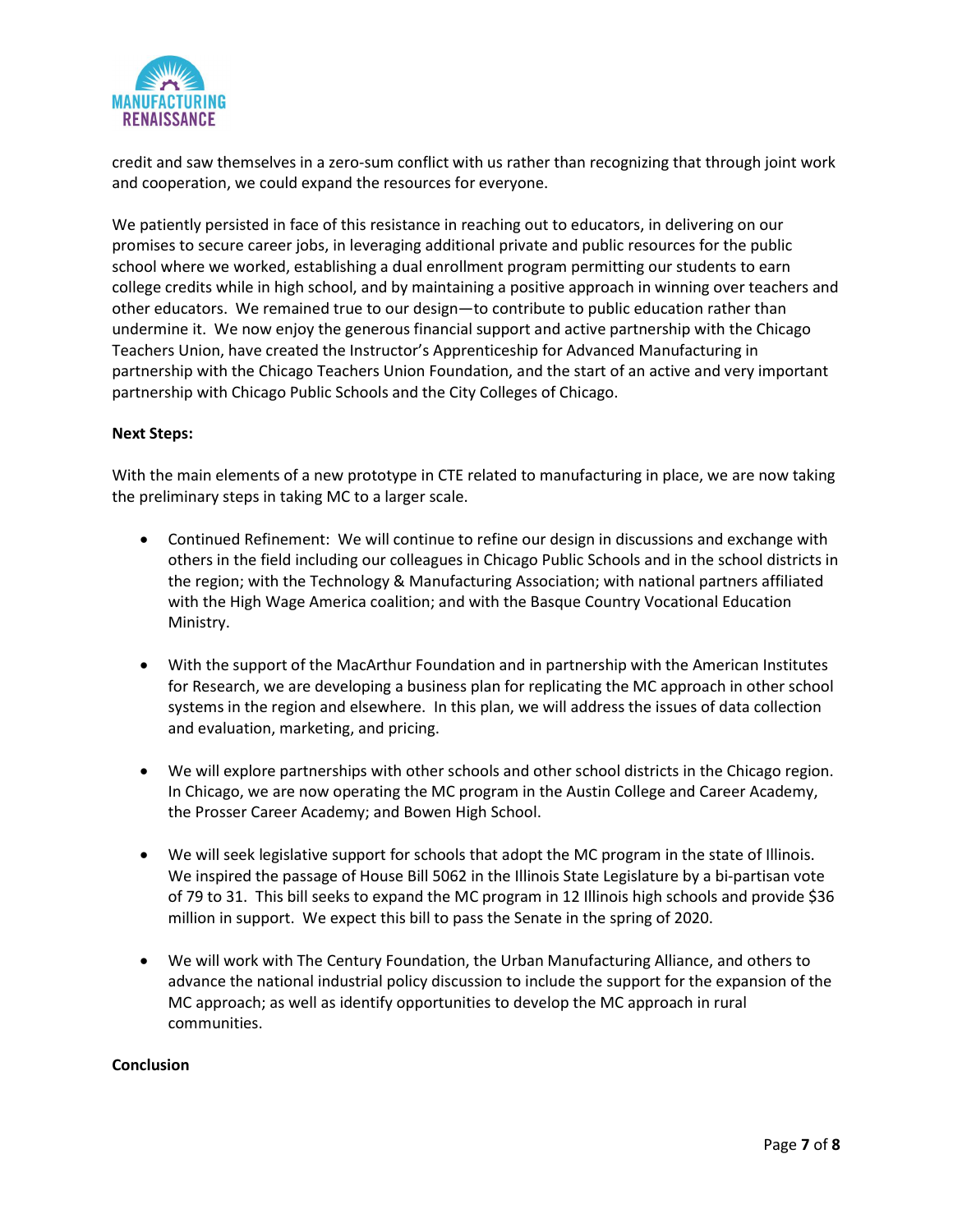credit and saw themselves in a zero-sum conflict with us rather than recognizing that through joint work and cooperation, we could expand the resources for everyone.

We patiently persisted in face of this resistance in reaching out to educators, in delivering on our promises to secure career jobs, in leveraging additional private and public resources for the public school where we worked, establishing a dual enrollment program permitting our students to earn college credits while in high school, and by maintaining a positive approach in winning over teachers and other educators. We remained true to our design—to contribute to public education rather than undermine it. We now enjoy the generous financial support and active partnership with the Chicago Teachers Union, have created the Instructor's Apprenticeship for Advanced Manufacturing in partnership with the Chicago Teachers Union Foundation, and the start of an active and very important partnership with Chicago Public Schools and the City Colleges of Chicago.

**Next Steps:**

With the main elements of a new prototype in CTE related to manufacturing in place, we are now taking the preliminary steps in taking MC to a larger scale.

- Continued Refinement: We will continue to refine our design in discussions and exchange with others in the field including our colleagues in Chicago Public Schools and in the school districts in the region; with the Technology & Manufacturing Association; with national partners affiliated with the High Wage America coalition; and with the Basque Country Vocational Education Ministry.

- With the support of the MacArthur Foundation and in partnership with the American Institutes for Research, we are developing a business plan for replicating the MC approach in other school systems in the region and elsewhere. In this plan, we will address the issues of data collection and evaluation, marketing, and pricing.

- We will explore partnerships with other schools and other school districts in the Chicago region. In Chicago, we are now operating the MC program in the Austin College and Career Academy, the Prosser Career Academy; and Bowen High School.

- We will seek legislative support for schools that adopt the MC program in the state of Illinois. We inspired the passage of House Bill 5062 in the Illinois State Legislature by a bi-partisan vote of 79 to 31. This bill seeks to expand the MC program in 12 Illinois high schools and provide $36 million in support. We expect this bill to pass the Senate in the spring of 2020.

- We will work with The Century Foundation, the Urban Manufacturing Alliance, and others to advance the national industrial policy discussion to include the support for the expansion of the MC approach; as well as identify opportunities to develop the MC approach in rural communities.

**Conclusion**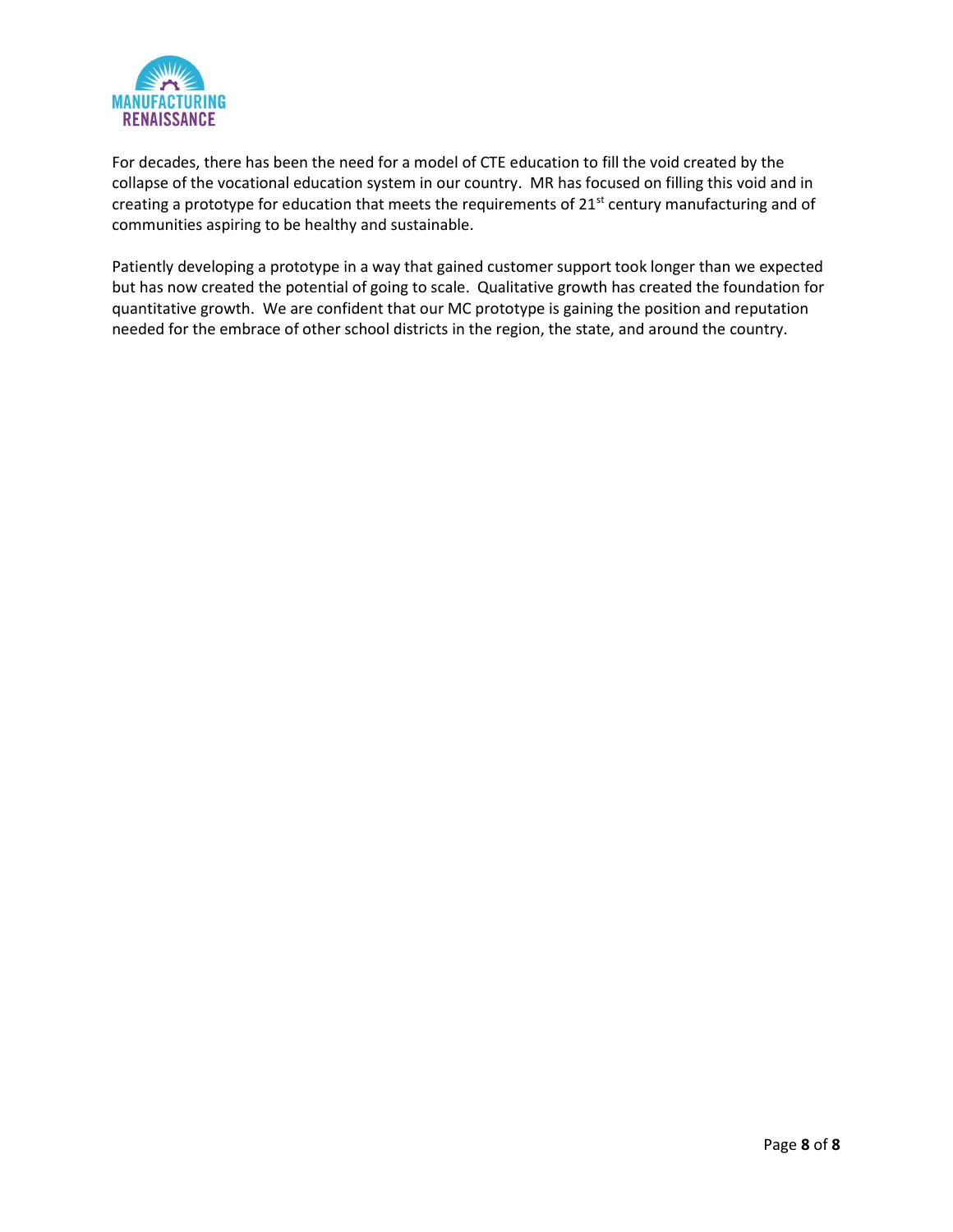For decades, there has been the need for a model of CTE education to fill the void created by the collapse of the vocational education system in our country. MR has focused on filling this void and in creating a prototype for education that meets the requirements of 21st century manufacturing and of communities aspiring to be healthy and sustainable.

Patiently developing a prototype in a way that gained customer support took longer than we expected but has now created the potential of going to scale. Qualitative growth has created the foundation for quantitative growth. We are confident that our MC prototype is gaining the position and reputation needed for the embrace of other school districts in the region, the state, and around the country.